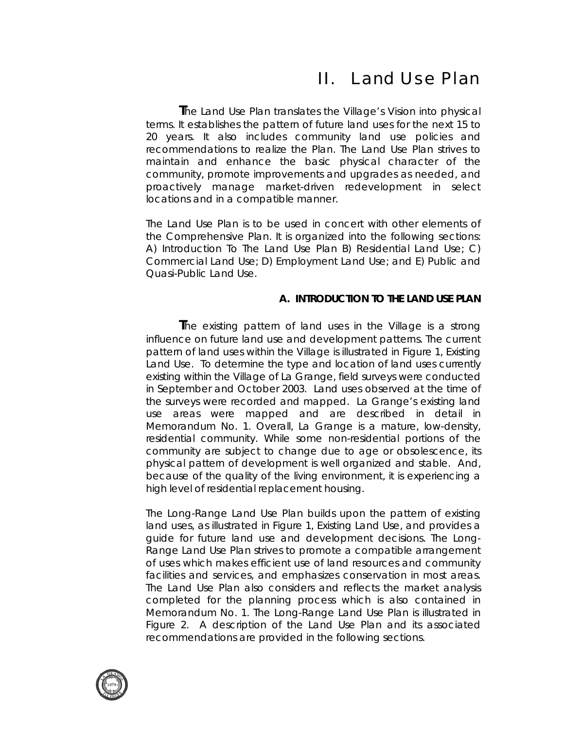# II. Land Use Plan

The Land Use Plan translates the Village's Vision into physical terms. It establishes the pattern of future land uses for the next 15 to 20 years. It also includes community land use policies and recommendations to realize the Plan. The Land Use Plan strives to maintain and enhance the basic physical character of the community, promote improvements and upgrades as needed, and proactively manage market-driven redevelopment in select locations and in a compatible manner.

The Land Use Plan is to be used in concert with other elements of the Comprehensive Plan. It is organized into the following sections: A) Introduction To The Land Use Plan B) Residential Land Use; C) Commercial Land Use; D) Employment Land Use; and E) Public and Quasi-Public Land Use.

## A. INTRODUCTION TO THE LAND USE PLAN

The existing pattern of land uses in the Village is a strong influence on future land use and development patterns. The current pattern of land uses within the Village is illustrated in Figure 1, Existing Land Use. To determine the type and location of land uses currently existing within the Village of La Grange, field surveys were conducted in September and October 2003. Land uses observed at the time of the surveys were recorded and mapped. La Grange's existing land use areas were mapped and are described in detail in Memorandum No. 1. Overall, La Grange is a mature, low-density, residential community. While some non-residential portions of the community are subject to change due to age or obsolescence, its physical pattern of development is well organized and stable. And, because of the quality of the living environment, it is experiencing a high level of residential replacement housing.

The Long-Range Land Use Plan builds upon the pattern of existing land uses, as illustrated in Figure 1, Existing Land Use, and provides a guide for future land use and development decisions. The Long-Range Land Use Plan strives to promote a compatible arrangement of uses which makes efficient use of land resources and community facilities and services, and emphasizes conservation in most areas. The Land Use Plan also considers and reflects the market analysis completed for the planning process which is also contained in Memorandum No. 1. The Long-Range Land Use Plan is illustrated in Figure 2. A description of the Land Use Plan and its associated recommendations are provided in the following sections.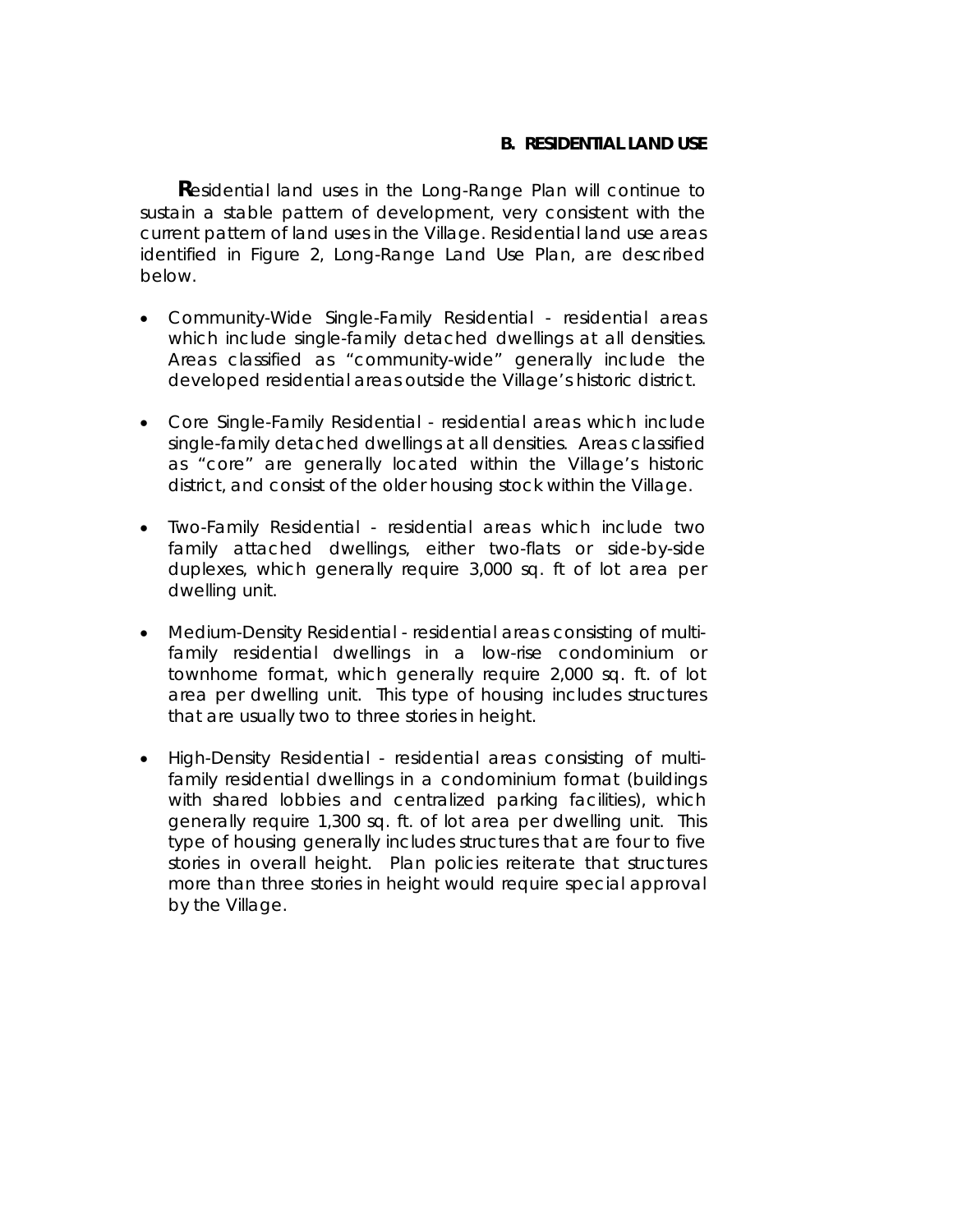## B. RESIDENTIAL LAND USE

**R**esidential land uses in the Long-Range Plan will continue to sustain a stable pattern of development, very consistent with the current pattern of land uses in the Village. Residential land use areas identified in Figure 2, Long-Range Land Use Plan, are described below.

- Community-Wide Single-Family Residential - residential areas which include single-family detached dwellings at all densities. Areas classified as "community-wide" generally include the developed residential areas outside the Village's historic district.

- Core Single-Family Residential - residential areas which include single-family detached dwellings at all densities. Areas classified as "core" are generally located within the Village's historic district, and consist of the older housing stock within the Village.

- Two-Family Residential - residential areas which include two family attached dwellings, either two-flats or side-by-side duplexes, which generally require 3,000 sq. ft of lot area per dwelling unit.

- Medium-Density Residential - residential areas consisting of multi-family residential dwellings in a low-rise condominium or townhome format, which generally require 2,000 sq. ft. of lot area per dwelling unit. This type of housing includes structures that are usually two to three stories in height.

- High-Density Residential - residential areas consisting of multi-family residential dwellings in a condominium format (buildings with shared lobbies and centralized parking facilities), which generally require 1,300 sq. ft. of lot area per dwelling unit. This type of housing generally includes structures that are four to five stories in overall height. Plan policies reiterate that structures more than three stories in height would require special approval by the Village.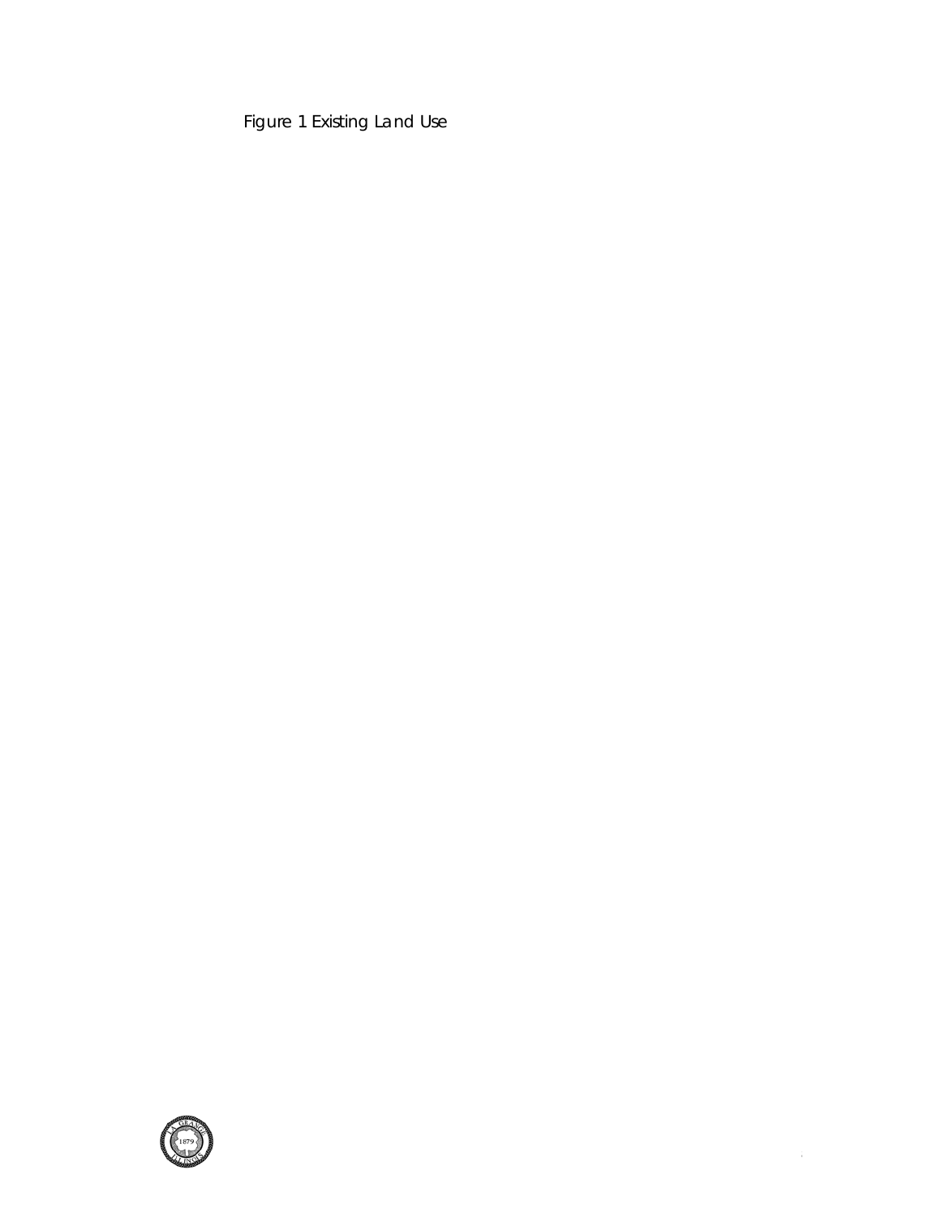Figure 1 Existing Land Use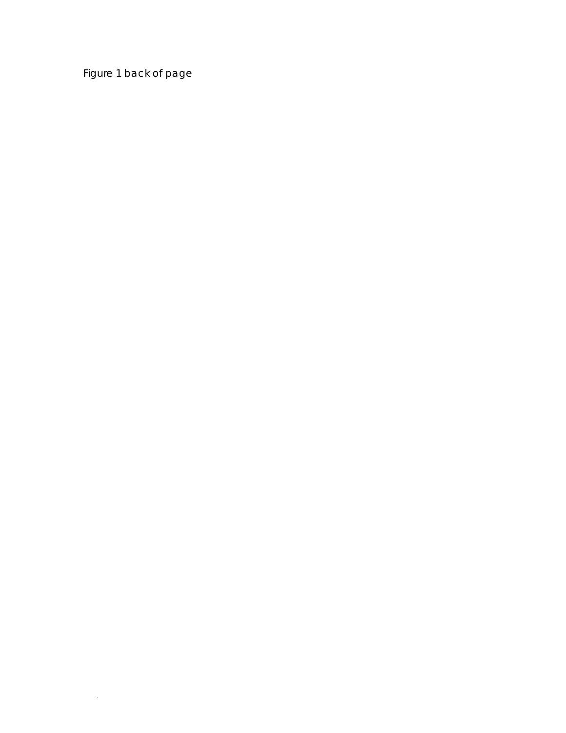Figure 1 back of page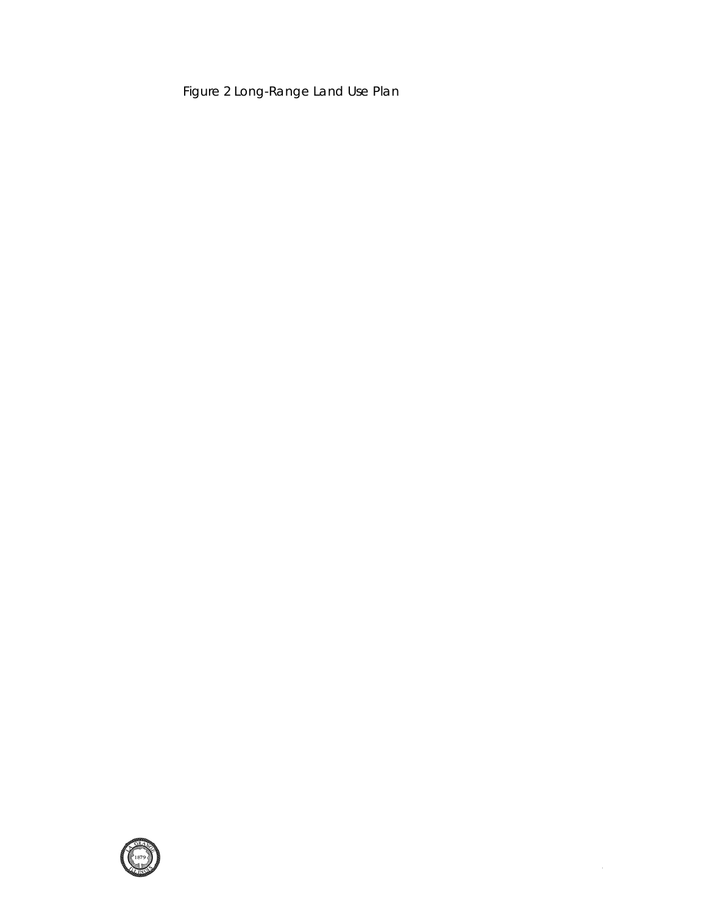Figure 2 Long-Range Land Use Plan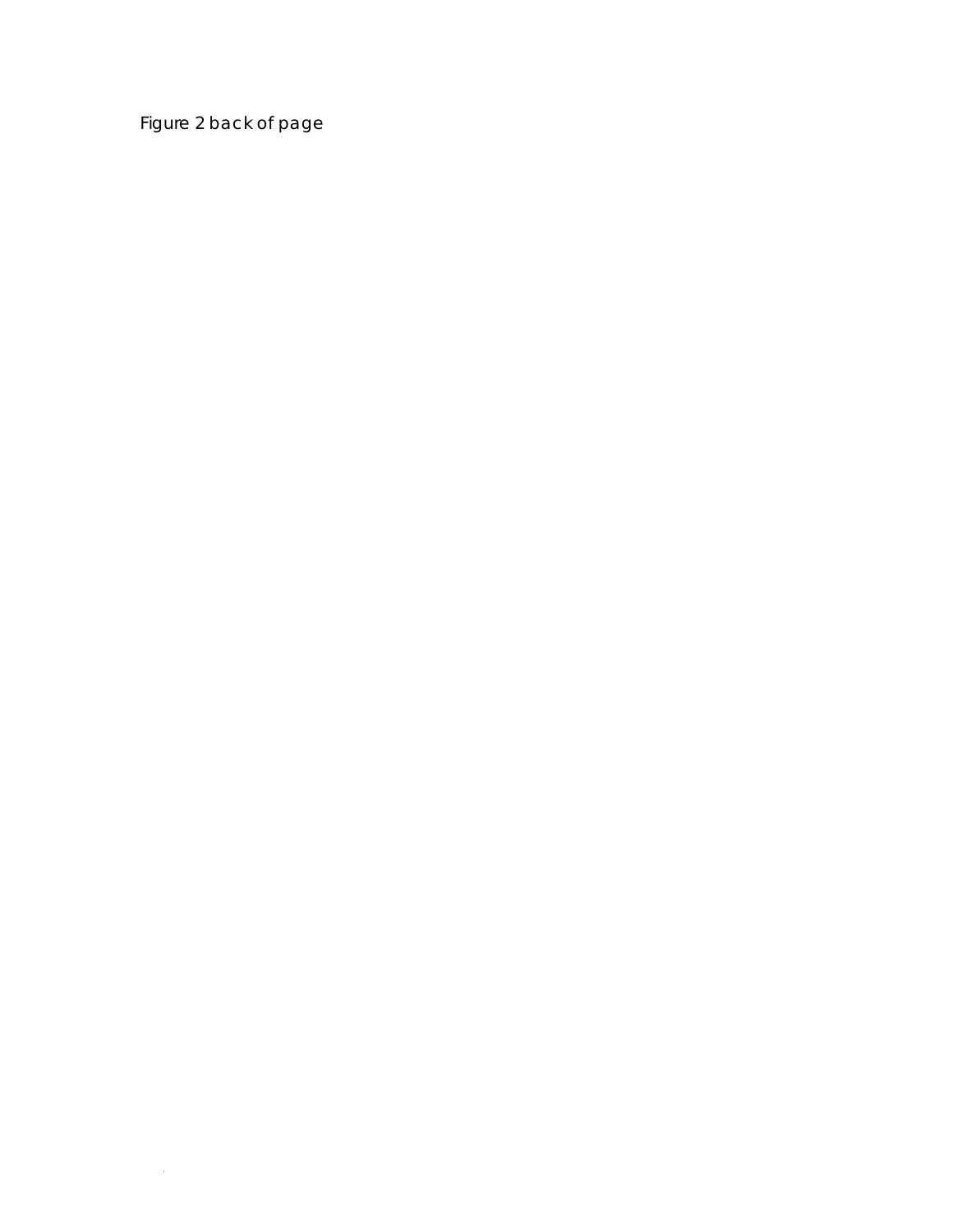Figure 2 back of page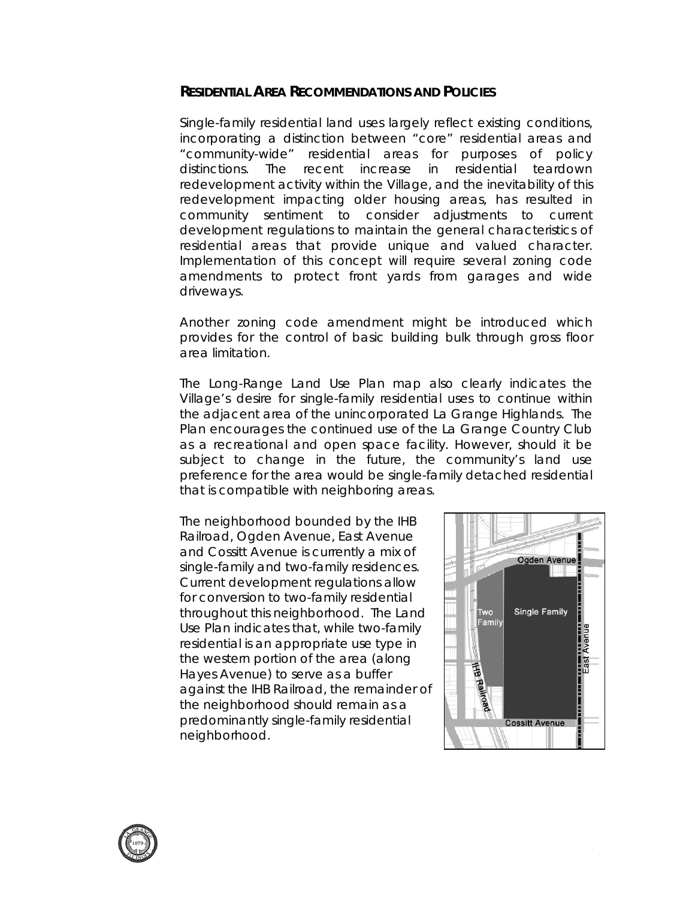## RESIDENTIAL AREA RECOMMENDATIONS AND POLICIES

Single-family residential land uses largely reflect existing conditions, incorporating a distinction between "core" residential areas and "community-wide" residential areas for purposes of policy distinctions. The recent increase in residential teardown redevelopment activity within the Village, and the inevitability of this redevelopment impacting older housing areas, has resulted in community sentiment to consider adjustments to current development regulations to maintain the general characteristics of residential areas that provide unique and valued character. Implementation of this concept will require several zoning code amendments to protect front yards from garages and wide driveways.

Another zoning code amendment might be introduced which provides for the control of basic building bulk through gross floor area limitation.

The Long-Range Land Use Plan map also clearly indicates the Village's desire for single-family residential uses to continue within the adjacent area of the unincorporated La Grange Highlands. The Plan encourages the continued use of the La Grange Country Club as a recreational and open space facility. However, should it be subject to change in the future, the community's land use preference for the area would be single-family detached residential that is compatible with neighboring areas.

The neighborhood bounded by the IHB Railroad, Ogden Avenue, East Avenue and Cossitt Avenue is currently a mix of single-family and two-family residences. Current development regulations allow for conversion to two-family residential throughout this neighborhood. The Land Use Plan indicates that, while two-family residential is an appropriate use type in the western portion of the area (along Hayes Avenue) to serve as a buffer against the IHB Railroad, the remainder of the neighborhood should remain as a predominantly single-family residential neighborhood.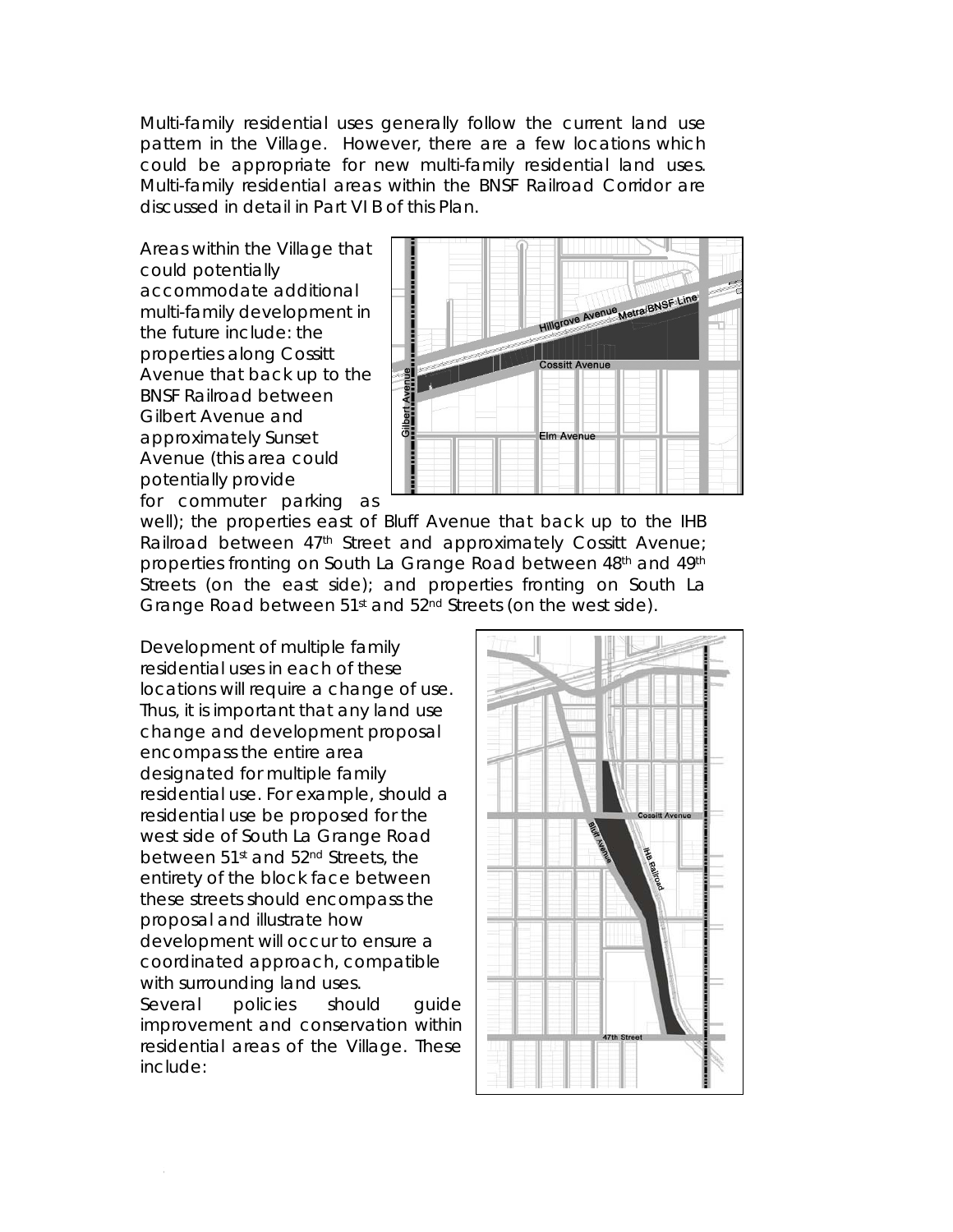Multi-family residential uses generally follow the current land use pattern in the Village. However, there are a few locations which could be appropriate for new multi-family residential land uses. Multi-family residential areas within the BNSF Railroad Corridor are discussed in detail in Part VI B of this Plan.

Areas within the Village that could potentially accommodate additional multi-family development in the future include: the properties along Cossitt Avenue that back up to the BNSF Railroad between Gilbert Avenue and approximately Sunset Avenue (this area could potentially provide for commuter parking as well); the properties east of Bluff Avenue that back up to the IHB Railroad between 47th Street and approximately Cossitt Avenue; properties fronting on South La Grange Road between 48th and 49th Streets (on the east side); and properties fronting on South La Grange Road between 51st and 52nd Streets (on the west side).

Development of multiple family residential uses in each of these locations will require a change of use. Thus, it is important that any land use change and development proposal encompass the entire area designated for multiple family residential use. For example, should a residential use be proposed for the west side of South La Grange Road between 51st and 52nd Streets, the entirety of the block face between these streets should encompass the proposal and illustrate how development will occur to ensure a coordinated approach, compatible with surrounding land uses.

Several policies should guide improvement and conservation within residential areas of the Village. These include: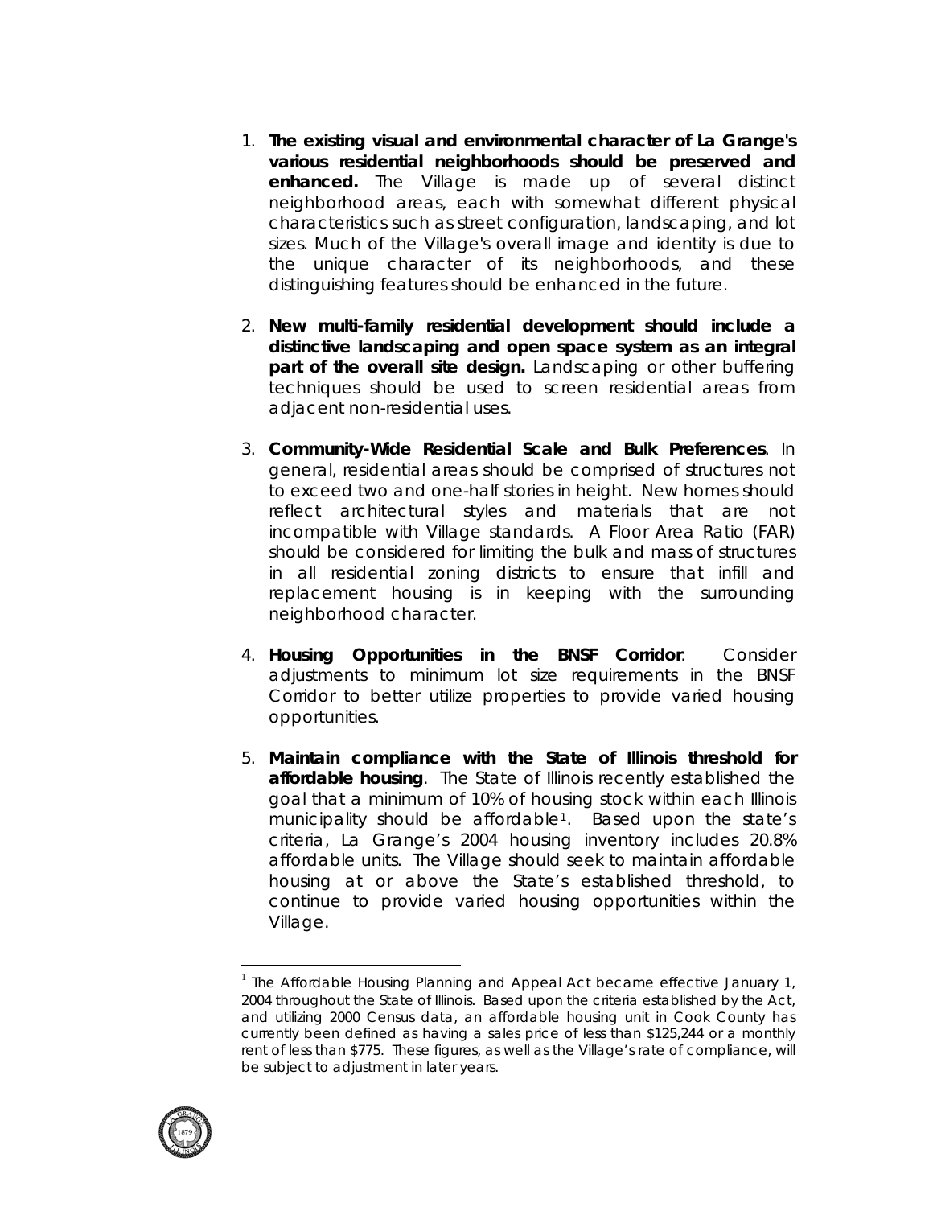1. **The existing visual and environmental character of La Grange's various residential neighborhoods should be preserved and enhanced.** The Village is made up of several distinct neighborhood areas, each with somewhat different physical characteristics such as street configuration, landscaping, and lot sizes. Much of the Village's overall image and identity is due to the unique character of its neighborhoods, and these distinguishing features should be enhanced in the future.

2. **New multi-family residential development should include a distinctive landscaping and open space system as an integral part of the overall site design.** Landscaping or other buffering techniques should be used to screen residential areas from adjacent non-residential uses.

3. **Community-Wide Residential Scale and Bulk Preferences**. In general, residential areas should be comprised of structures not to exceed two and one-half stories in height. New homes should reflect architectural styles and materials that are not incompatible with Village standards. A Floor Area Ratio (FAR) should be considered for limiting the bulk and mass of structures in all residential zoning districts to ensure that infill and replacement housing is in keeping with the surrounding neighborhood character.

4. **Housing Opportunities in the BNSF Corridor**. Consider adjustments to minimum lot size requirements in the BNSF Corridor to better utilize properties to provide varied housing opportunities.

5. **Maintain compliance with the State of Illinois threshold for affordable housing**. The State of Illinois recently established the goal that a minimum of 10% of housing stock within each Illinois municipality should be affordable[1]. Based upon the state's criteria, La Grange's 2004 housing inventory includes 20.8% affordable units. The Village should seek to maintain affordable housing at or above the State's established threshold, to continue to provide varied housing opportunities within the Village.

---

[1] The Affordable Housing Planning and Appeal Act became effective January 1, 2004 throughout the State of Illinois. Based upon the criteria established by the Act, and utilizing 2000 Census data, an affordable housing unit in Cook County has currently been defined as having a sales price of less than $125,244 or a monthly rent of less than $775. These figures, as well as the Village's rate of compliance, will be subject to adjustment in later years.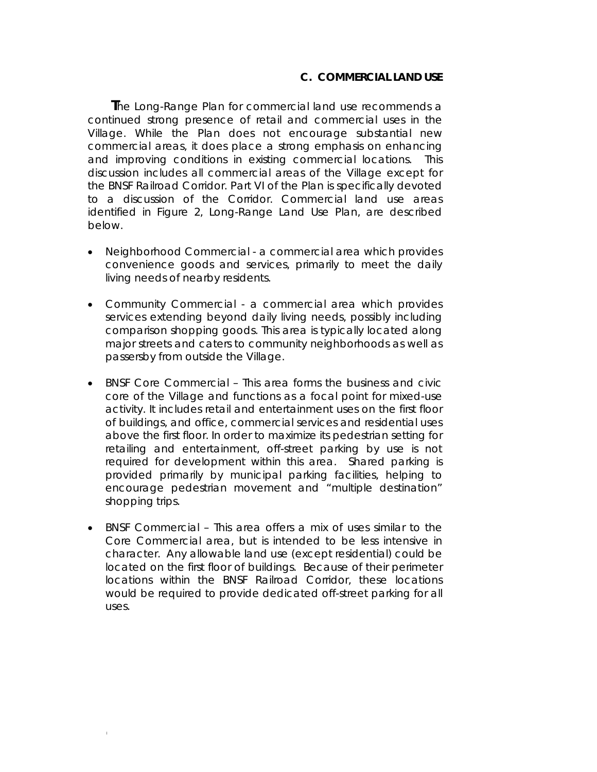## C. COMMERCIAL LAND USE

The Long-Range Plan for commercial land use recommends a continued strong presence of retail and commercial uses in the Village. While the Plan does not encourage substantial new commercial areas, it does place a strong emphasis on enhancing and improving conditions in existing commercial locations. This discussion includes all commercial areas of the Village except for the BNSF Railroad Corridor. Part VI of the Plan is specifically devoted to a discussion of the Corridor. Commercial land use areas identified in Figure 2, Long-Range Land Use Plan, are described below.

- Neighborhood Commercial - a commercial area which provides convenience goods and services, primarily to meet the daily living needs of nearby residents.
- Community Commercial - a commercial area which provides services extending beyond daily living needs, possibly including comparison shopping goods. This area is typically located along major streets and caters to community neighborhoods as well as passersby from outside the Village.
- BNSF Core Commercial – This area forms the business and civic core of the Village and functions as a focal point for mixed-use activity. It includes retail and entertainment uses on the first floor of buildings, and office, commercial services and residential uses above the first floor. In order to maximize its pedestrian setting for retailing and entertainment, off-street parking by use is not required for development within this area. Shared parking is provided primarily by municipal parking facilities, helping to encourage pedestrian movement and "multiple destination" shopping trips.
- BNSF Commercial – This area offers a mix of uses similar to the Core Commercial area, but is intended to be less intensive in character. Any allowable land use (except residential) could be located on the first floor of buildings. Because of their perimeter locations within the BNSF Railroad Corridor, these locations would be required to provide dedicated off-street parking for all uses.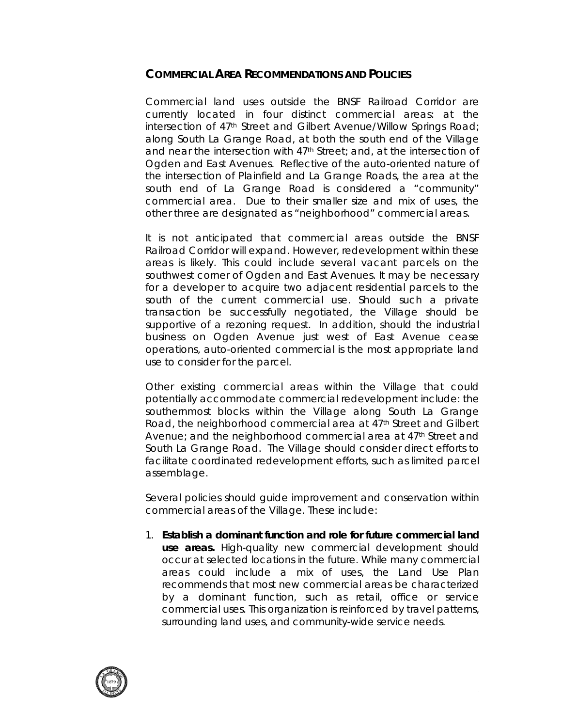## COMMERCIAL AREA RECOMMENDATIONS AND POLICIES

Commercial land uses outside the BNSF Railroad Corridor are currently located in four distinct commercial areas: at the intersection of 47th Street and Gilbert Avenue/Willow Springs Road; along South La Grange Road, at both the south end of the Village and near the intersection with 47th Street; and, at the intersection of Ogden and East Avenues. Reflective of the auto-oriented nature of the intersection of Plainfield and La Grange Roads, the area at the south end of La Grange Road is considered a "community" commercial area. Due to their smaller size and mix of uses, the other three are designated as "neighborhood" commercial areas.

It is not anticipated that commercial areas outside the BNSF Railroad Corridor will expand. However, redevelopment within these areas is likely. This could include several vacant parcels on the southwest corner of Ogden and East Avenues. It may be necessary for a developer to acquire two adjacent residential parcels to the south of the current commercial use. Should such a private transaction be successfully negotiated, the Village should be supportive of a rezoning request. In addition, should the industrial business on Ogden Avenue just west of East Avenue cease operations, auto-oriented commercial is the most appropriate land use to consider for the parcel.

Other existing commercial areas within the Village that could potentially accommodate commercial redevelopment include: the southernmost blocks within the Village along South La Grange Road, the neighborhood commercial area at 47th Street and Gilbert Avenue; and the neighborhood commercial area at 47th Street and South La Grange Road. The Village should consider direct efforts to facilitate coordinated redevelopment efforts, such as limited parcel assemblage.

Several policies should guide improvement and conservation within commercial areas of the Village. These include:

1. **Establish a dominant function and role for future commercial land use areas.** High-quality new commercial development should occur at selected locations in the future. While many commercial areas could include a mix of uses, the Land Use Plan recommends that most new commercial areas be characterized by a dominant function, such as retail, office or service commercial uses. This organization is reinforced by travel patterns, surrounding land uses, and community-wide service needs.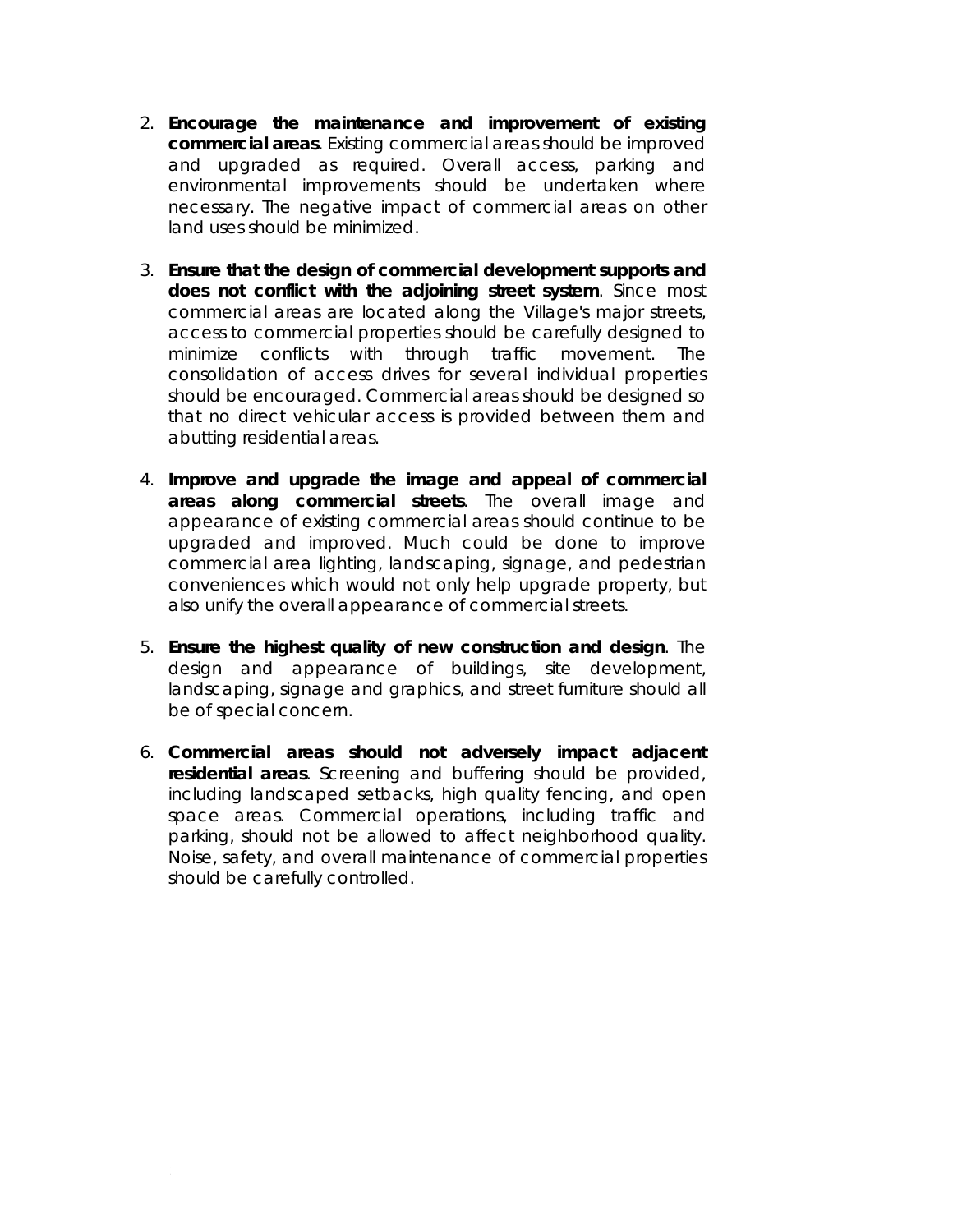2. **Encourage the maintenance and improvement of existing commercial areas**. Existing commercial areas should be improved and upgraded as required. Overall access, parking and environmental improvements should be undertaken where necessary. The negative impact of commercial areas on other land uses should be minimized.

3. **Ensure that the design of commercial development supports and does not conflict with the adjoining street system**. Since most commercial areas are located along the Village's major streets, access to commercial properties should be carefully designed to minimize conflicts with through traffic movement. The consolidation of access drives for several individual properties should be encouraged. Commercial areas should be designed so that no direct vehicular access is provided between them and abutting residential areas.

4. **Improve and upgrade the image and appeal of commercial areas along commercial streets**. The overall image and appearance of existing commercial areas should continue to be upgraded and improved. Much could be done to improve commercial area lighting, landscaping, signage, and pedestrian conveniences which would not only help upgrade property, but also unify the overall appearance of commercial streets.

5. **Ensure the highest quality of new construction and design**. The design and appearance of buildings, site development, landscaping, signage and graphics, and street furniture should all be of special concern.

6. **Commercial areas should not adversely impact adjacent residential areas**. Screening and buffering should be provided, including landscaped setbacks, high quality fencing, and open space areas. Commercial operations, including traffic and parking, should not be allowed to affect neighborhood quality. Noise, safety, and overall maintenance of commercial properties should be carefully controlled.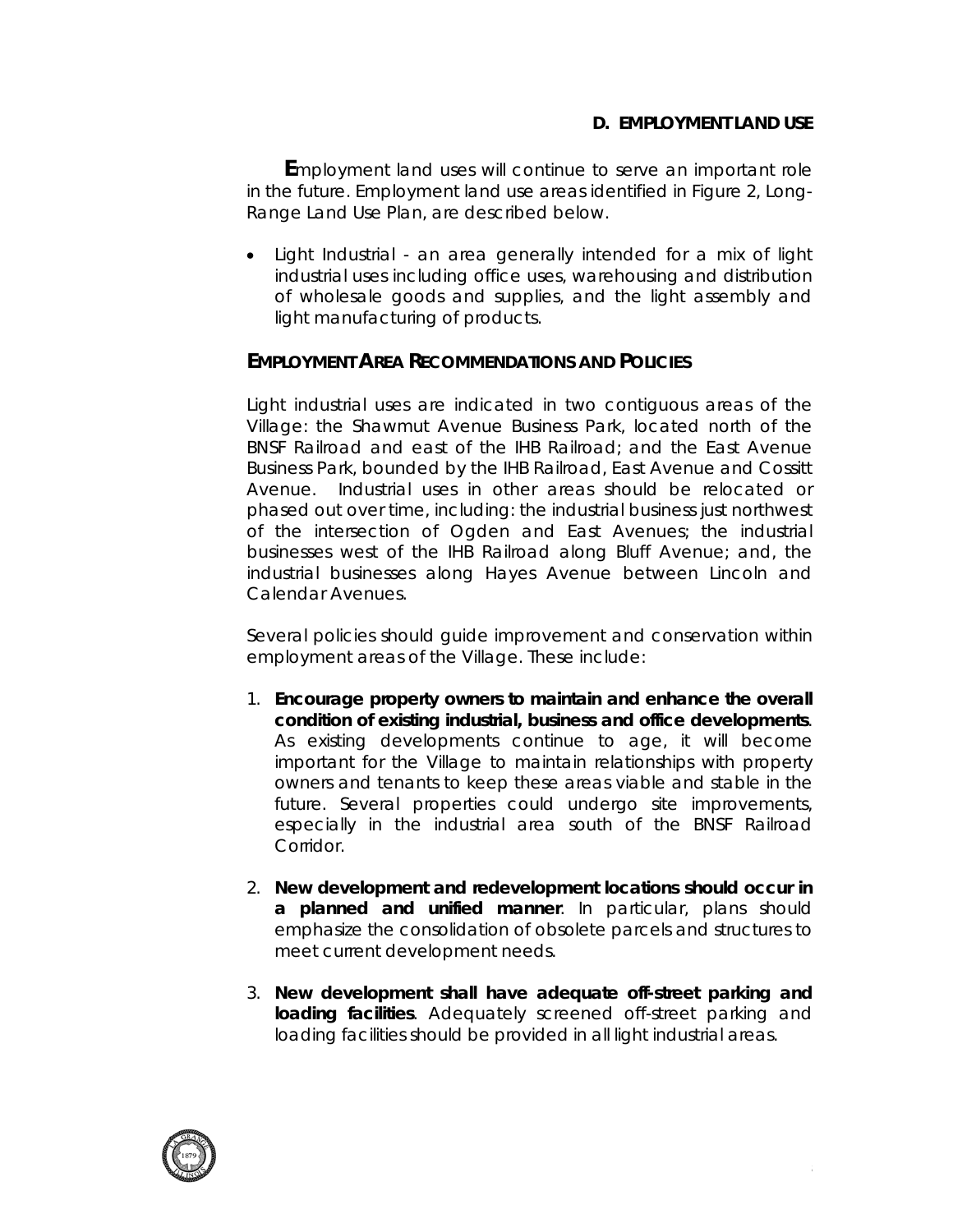## D. EMPLOYMENT LAND USE

Employment land uses will continue to serve an important role in the future. Employment land use areas identified in Figure 2, Long-Range Land Use Plan, are described below.

- Light Industrial - an area generally intended for a mix of light industrial uses including office uses, warehousing and distribution of wholesale goods and supplies, and the light assembly and light manufacturing of products.

### EMPLOYMENT AREA RECOMMENDATIONS AND POLICIES

Light industrial uses are indicated in two contiguous areas of the Village: the Shawmut Avenue Business Park, located north of the BNSF Railroad and east of the IHB Railroad; and the East Avenue Business Park, bounded by the IHB Railroad, East Avenue and Cossitt Avenue. Industrial uses in other areas should be relocated or phased out over time, including: the industrial business just northwest of the intersection of Ogden and East Avenues; the industrial businesses west of the IHB Railroad along Bluff Avenue; and, the industrial businesses along Hayes Avenue between Lincoln and Calendar Avenues.

Several policies should guide improvement and conservation within employment areas of the Village. These include:

1. **Encourage property owners to maintain and enhance the overall condition of existing industrial, business and office developments**. As existing developments continue to age, it will become important for the Village to maintain relationships with property owners and tenants to keep these areas viable and stable in the future. Several properties could undergo site improvements, especially in the industrial area south of the BNSF Railroad Corridor.

2. **New development and redevelopment locations should occur in a planned and unified manner**. In particular, plans should emphasize the consolidation of obsolete parcels and structures to meet current development needs.

3. **New development shall have adequate off-street parking and loading facilities**. Adequately screened off-street parking and loading facilities should be provided in all light industrial areas.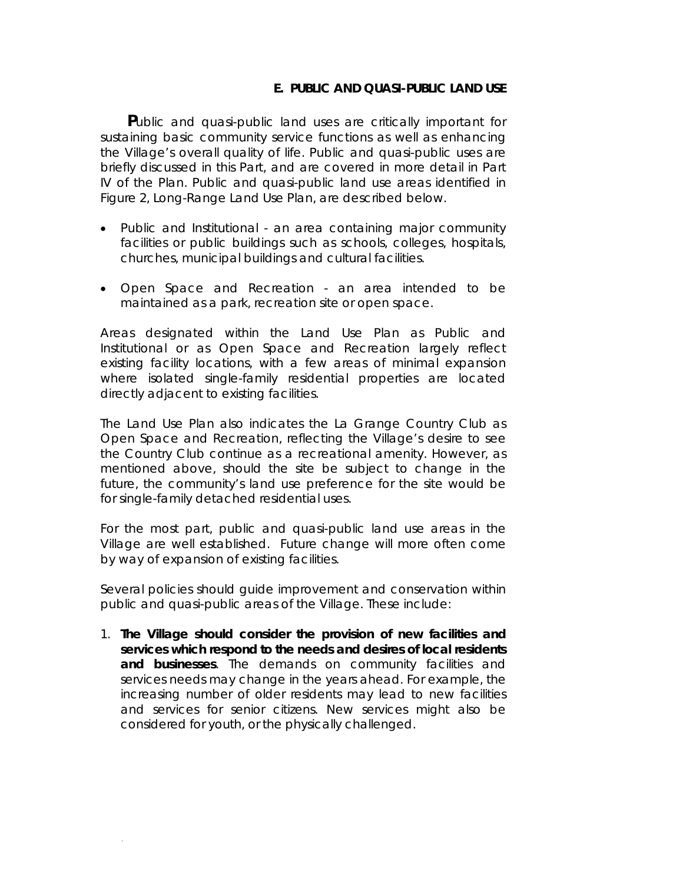## E. PUBLIC AND QUASI-PUBLIC LAND USE

Public and quasi-public land uses are critically important for sustaining basic community service functions as well as enhancing the Village's overall quality of life. Public and quasi-public uses are briefly discussed in this Part, and are covered in more detail in Part IV of the Plan. Public and quasi-public land use areas identified in Figure 2, Long-Range Land Use Plan, are described below.

- Public and Institutional - an area containing major community facilities or public buildings such as schools, colleges, hospitals, churches, municipal buildings and cultural facilities.
- Open Space and Recreation - an area intended to be maintained as a park, recreation site or open space.

Areas designated within the Land Use Plan as Public and Institutional or as Open Space and Recreation largely reflect existing facility locations, with a few areas of minimal expansion where isolated single-family residential properties are located directly adjacent to existing facilities.

The Land Use Plan also indicates the La Grange Country Club as Open Space and Recreation, reflecting the Village's desire to see the Country Club continue as a recreational amenity. However, as mentioned above, should the site be subject to change in the future, the community's land use preference for the site would be for single-family detached residential uses.

For the most part, public and quasi-public land use areas in the Village are well established. Future change will more often come by way of expansion of existing facilities.

Several policies should guide improvement and conservation within public and quasi-public areas of the Village. These include:

1. **The Village should consider the provision of new facilities and services which respond to the needs and desires of local residents and businesses**. The demands on community facilities and services needs may change in the years ahead. For example, the increasing number of older residents may lead to new facilities and services for senior citizens. New services might also be considered for youth, or the physically challenged.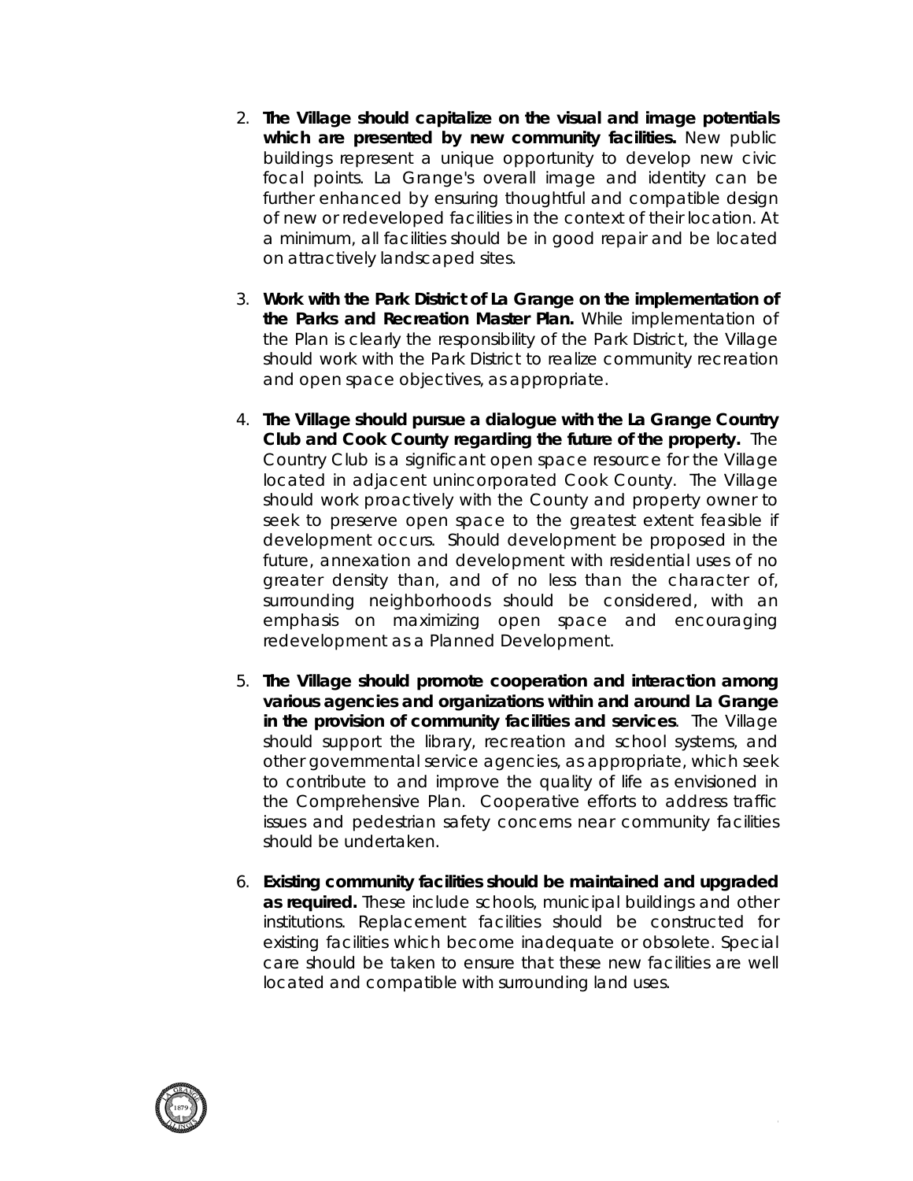2. **The Village should capitalize on the visual and image potentials which are presented by new community facilities.** New public buildings represent a unique opportunity to develop new civic focal points. La Grange's overall image and identity can be further enhanced by ensuring thoughtful and compatible design of new or redeveloped facilities in the context of their location. At a minimum, all facilities should be in good repair and be located on attractively landscaped sites.

3. **Work with the Park District of La Grange on the implementation of the Parks and Recreation Master Plan.** While implementation of the Plan is clearly the responsibility of the Park District, the Village should work with the Park District to realize community recreation and open space objectives, as appropriate.

4. **The Village should pursue a dialogue with the La Grange Country Club and Cook County regarding the future of the property.** The Country Club is a significant open space resource for the Village located in adjacent unincorporated Cook County. The Village should work proactively with the County and property owner to seek to preserve open space to the greatest extent feasible if development occurs. Should development be proposed in the future, annexation and development with residential uses of no greater density than, and of no less than the character of, surrounding neighborhoods should be considered, with an emphasis on maximizing open space and encouraging redevelopment as a Planned Development.

5. **The Village should promote cooperation and interaction among various agencies and organizations within and around La Grange in the provision of community facilities and services**. The Village should support the library, recreation and school systems, and other governmental service agencies, as appropriate, which seek to contribute to and improve the quality of life as envisioned in the Comprehensive Plan. Cooperative efforts to address traffic issues and pedestrian safety concerns near community facilities should be undertaken.

6. **Existing community facilities should be maintained and upgraded as required.** These include schools, municipal buildings and other institutions. Replacement facilities should be constructed for existing facilities which become inadequate or obsolete. Special care should be taken to ensure that these new facilities are well located and compatible with surrounding land uses.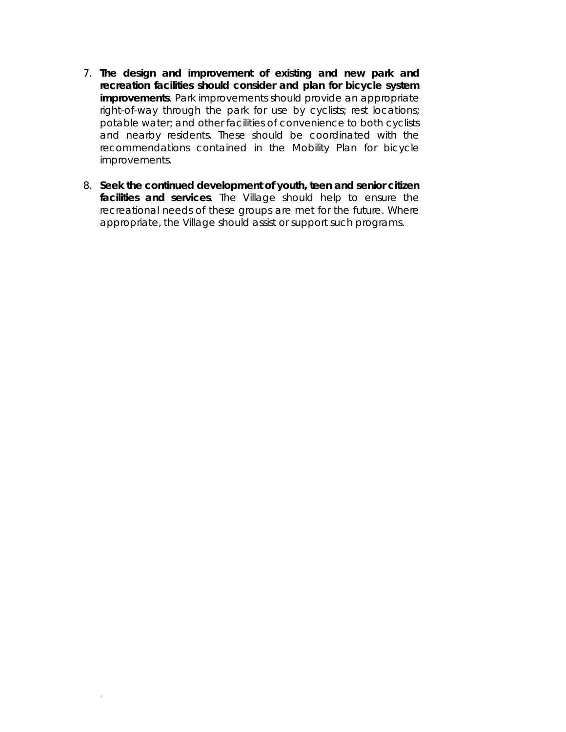7. **The design and improvement of existing and new park and recreation facilities should consider and plan for bicycle system improvements**. Park improvements should provide an appropriate right-of-way through the park for use by cyclists; rest locations; potable water; and other facilities of convenience to both cyclists and nearby residents. These should be coordinated with the recommendations contained in the Mobility Plan for bicycle improvements.

8. **Seek the continued development of youth, teen and senior citizen facilities and services**. The Village should help to ensure the recreational needs of these groups are met for the future. Where appropriate, the Village should assist or support such programs.